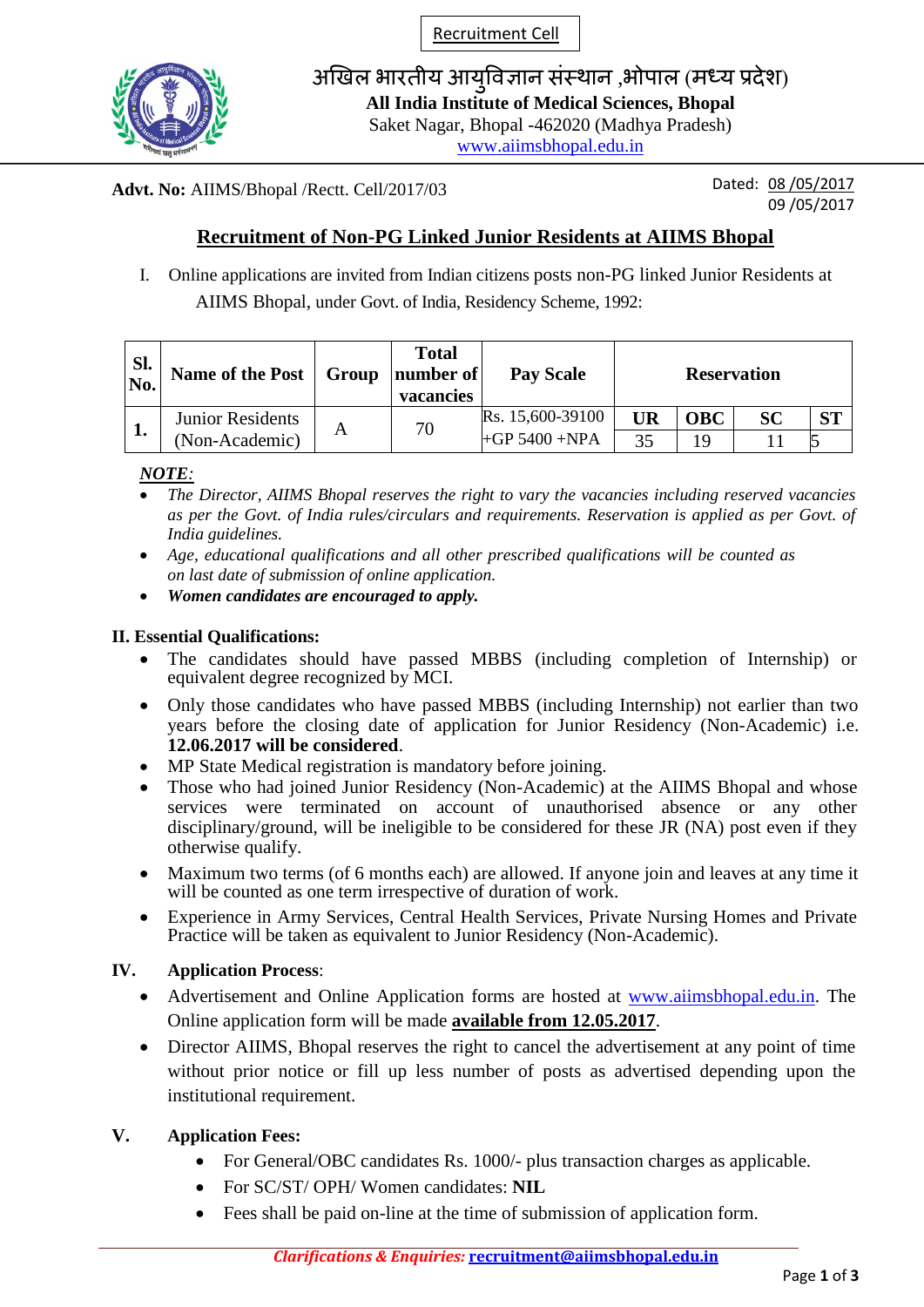Recruitment Cell

अखिल भारतीय आयुर्विज्ञान संस्थान ,भोपाल (मध्य प्रदेश)

**All India Institute of Medical Sciences, Bhopal**

Saket Nagar, Bhopal -462020 (Madhya Pradesh)

www.aiimsbhopal.edu.in

**Advt. No:** AIIMS/Bhopal /Rectt. Cell/2017/03

Dated: 08 /05/2017 09 /05/2017

## Recruitment of Non-PG Linked Junior Residents at AIIMS Bhopal

I. Online applications are invited from Indian citizens posts non-PG linked Junior Residents at AIIMS Bhopal, under Govt. of India, Residency Scheme, 1992:

| Sl. No. | Name of the Post | Group | Total number of vacancies | Pay Scale | Reservation | | | |
|---|---|---|---|---|---|---|---|---|
| | | | | | UR | OBC | SC | ST |
| 1. | Junior Residents (Non-Academic) | A | 70 | Rs. 15,600-39100 +GP 5400 +NPA | 35 | 19 | 11 | 5 |

***NOTE:***

- *The Director, AIIMS Bhopal reserves the right to vary the vacancies including reserved vacancies as per the Govt. of India rules/circulars and requirements. Reservation is applied as per Govt. of India guidelines.*
- *Age, educational qualifications and all other prescribed qualifications will be counted as on last date of submission of online application.*
- ***Women candidates are encouraged to apply.***

### II. Essential Qualifications:

- The candidates should have passed MBBS (including completion of Internship) or equivalent degree recognized by MCI.
- Only those candidates who have passed MBBS (including Internship) not earlier than two years before the closing date of application for Junior Residency (Non-Academic) i.e. **12.06.2017 will be considered**.
- MP State Medical registration is mandatory before joining.
- Those who had joined Junior Residency (Non-Academic) at the AIIMS Bhopal and whose services were terminated on account of unauthorised absence or any other disciplinary/ground, will be ineligible to be considered for these JR (NA) post even if they otherwise qualify.
- Maximum two terms (of 6 months each) are allowed. If anyone join and leaves at any time it will be counted as one term irrespective of duration of work.
- Experience in Army Services, Central Health Services, Private Nursing Homes and Private Practice will be taken as equivalent to Junior Residency (Non-Academic).

### IV. Application Process:

- Advertisement and Online Application forms are hosted at www.aiimsbhopal.edu.in. The Online application form will be made **available from 12.05.2017**.
- Director AIIMS, Bhopal reserves the right to cancel the advertisement at any point of time without prior notice or fill up less number of posts as advertised depending upon the institutional requirement.

### V. Application Fees:

- For General/OBC candidates Rs. 1000/- plus transaction charges as applicable.
- For SC/ST/ OPH/ Women candidates: **NIL**
- Fees shall be paid on-line at the time of submission of application form.

***Clarifications & Enquiries:*** **recruitment@aiimsbhopal.edu.in**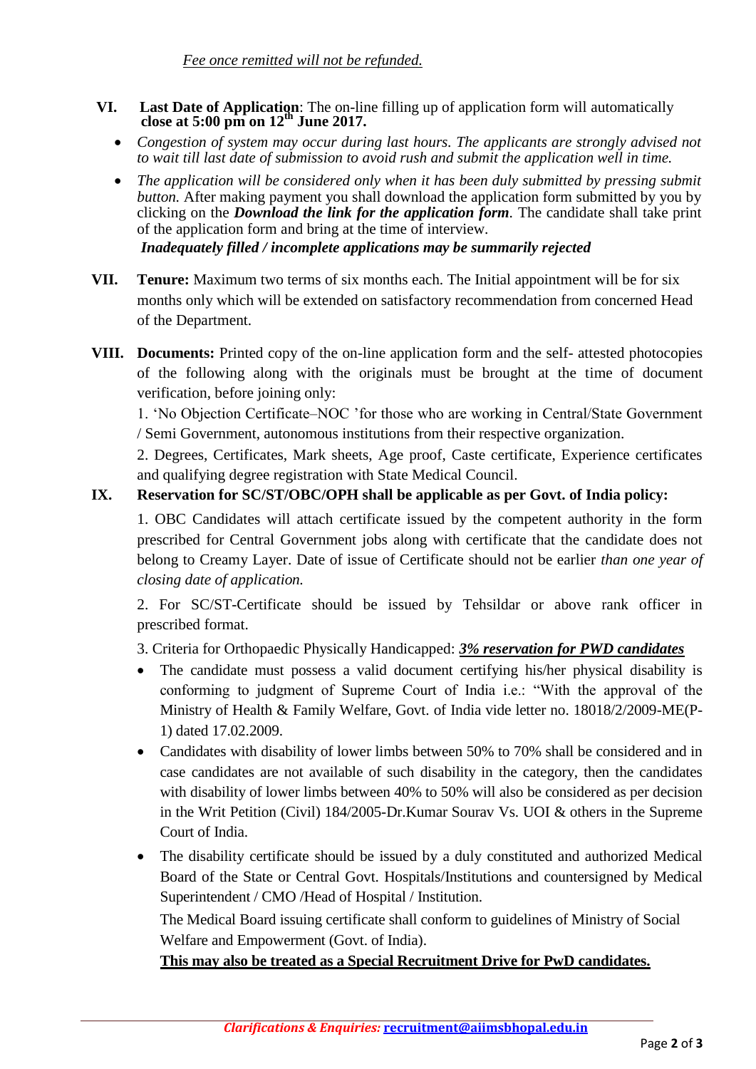*<u>Fee once remitted will not be refunded.</u>*

**VI. Last Date of Application**: The on-line filling up of application form will automatically **close at 5:00 pm on 12th June 2017.**

- *Congestion of system may occur during last hours. The applicants are strongly advised not to wait till last date of submission to avoid rush and submit the application well in time.*
- *The application will be considered only when it has been duly submitted by pressing submit button.* After making payment you shall download the application form submitted by you by clicking on the ***Download the link for the application form***. The candidate shall take print of the application form and bring at the time of interview.

***Inadequately filled / incomplete applications may be summarily rejected***

**VII. Tenure:** Maximum two terms of six months each. The Initial appointment will be for six months only which will be extended on satisfactory recommendation from concerned Head of the Department.

**VIII. Documents:** Printed copy of the on-line application form and the self- attested photocopies of the following along with the originals must be brought at the time of document verification, before joining only:

1. 'No Objection Certificate–NOC 'for those who are working in Central/State Government / Semi Government, autonomous institutions from their respective organization.

2. Degrees, Certificates, Mark sheets, Age proof, Caste certificate, Experience certificates and qualifying degree registration with State Medical Council.

**IX. Reservation for SC/ST/OBC/OPH shall be applicable as per Govt. of India policy:**

1. OBC Candidates will attach certificate issued by the competent authority in the form prescribed for Central Government jobs along with certificate that the candidate does not belong to Creamy Layer. Date of issue of Certificate should not be earlier *than one year of closing date of application.*

2. For SC/ST-Certificate should be issued by Tehsildar or above rank officer in prescribed format.

3. Criteria for Orthopaedic Physically Handicapped: ***<u>3% reservation for PWD candidates</u>***

- The candidate must possess a valid document certifying his/her physical disability is conforming to judgment of Supreme Court of India i.e.: "With the approval of the Ministry of Health & Family Welfare, Govt. of India vide letter no. 18018/2/2009-ME(P-1) dated 17.02.2009.
- Candidates with disability of lower limbs between 50% to 70% shall be considered and in case candidates are not available of such disability in the category, then the candidates with disability of lower limbs between 40% to 50% will also be considered as per decision in the Writ Petition (Civil) 184/2005-Dr.Kumar Sourav Vs. UOI & others in the Supreme Court of India.
- The disability certificate should be issued by a duly constituted and authorized Medical Board of the State or Central Govt. Hospitals/Institutions and countersigned by Medical Superintendent / CMO /Head of Hospital / Institution.

  The Medical Board issuing certificate shall conform to guidelines of Ministry of Social Welfare and Empowerment (Govt. of India).

  **<u>This may also be treated as a Special Recruitment Drive for PwD candidates.</u>**

***Clarifications & Enquiries:*** **<u>recruitment@aiimsbhopal.edu.in</u>**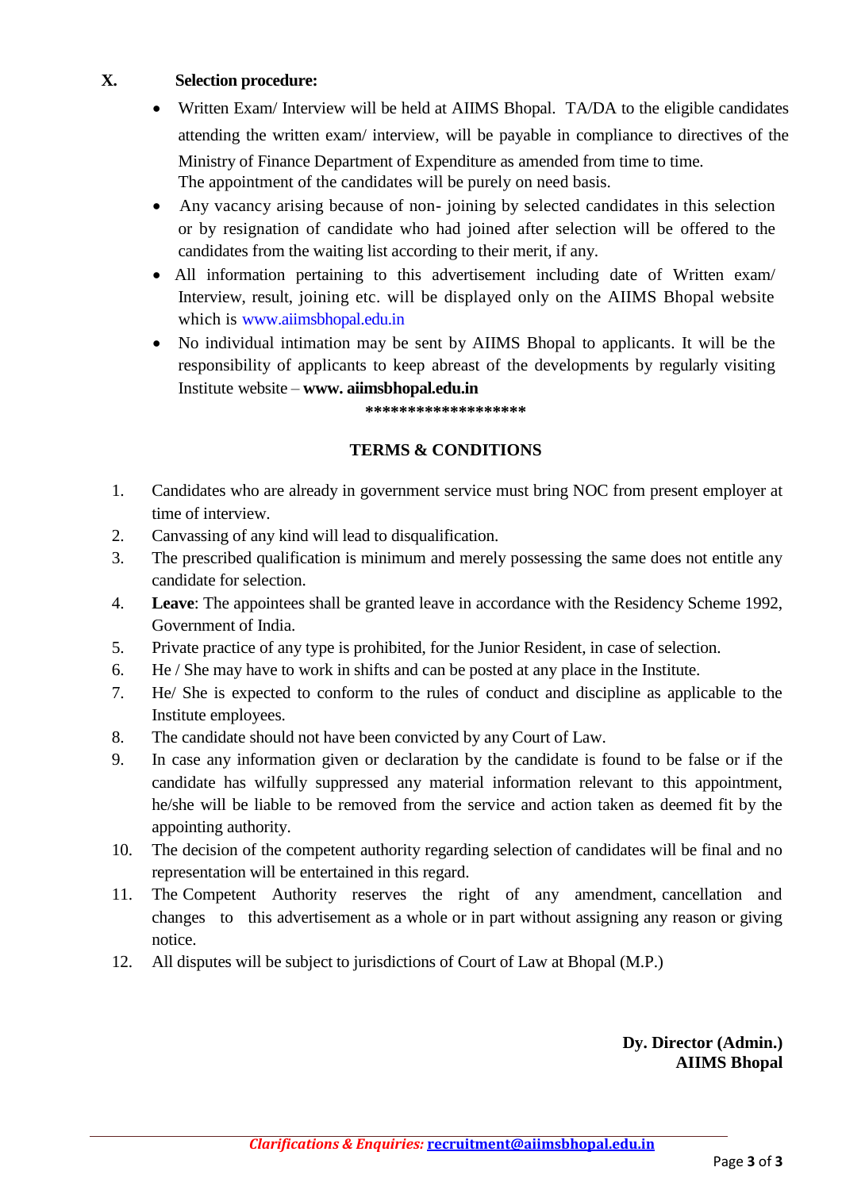**X. Selection procedure:**

- Written Exam/ Interview will be held at AIIMS Bhopal. TA/DA to the eligible candidates attending the written exam/ interview, will be payable in compliance to directives of the Ministry of Finance Department of Expenditure as amended from time to time.
  The appointment of the candidates will be purely on need basis.
- Any vacancy arising because of non- joining by selected candidates in this selection or by resignation of candidate who had joined after selection will be offered to the candidates from the waiting list according to their merit, if any.
- All information pertaining to this advertisement including date of Written exam/ Interview, result, joining etc. will be displayed only on the AIIMS Bhopal website which is www.aiimsbhopal.edu.in
- No individual intimation may be sent by AIIMS Bhopal to applicants. It will be the responsibility of applicants to keep abreast of the developments by regularly visiting Institute website – **www. aiimsbhopal.edu.in**

*******************

## TERMS & CONDITIONS

1. Candidates who are already in government service must bring NOC from present employer at time of interview.
2. Canvassing of any kind will lead to disqualification.
3. The prescribed qualification is minimum and merely possessing the same does not entitle any candidate for selection.
4. **Leave**: The appointees shall be granted leave in accordance with the Residency Scheme 1992, Government of India.
5. Private practice of any type is prohibited, for the Junior Resident, in case of selection.
6. He / She may have to work in shifts and can be posted at any place in the Institute.
7. He/ She is expected to conform to the rules of conduct and discipline as applicable to the Institute employees.
8. The candidate should not have been convicted by any Court of Law.
9. In case any information given or declaration by the candidate is found to be false or if the candidate has wilfully suppressed any material information relevant to this appointment, he/she will be liable to be removed from the service and action taken as deemed fit by the appointing authority.
10. The decision of the competent authority regarding selection of candidates will be final and no representation will be entertained in this regard.
11. The Competent Authority reserves the right of any amendment, cancellation and changes to this advertisement as a whole or in part without assigning any reason or giving notice.
12. All disputes will be subject to jurisdictions of Court of Law at Bhopal (M.P.)

**Dy. Director (Admin.)**
**AIIMS Bhopal**

***Clarifications & Enquiries:*** **recruitment@aiimsbhopal.edu.in**